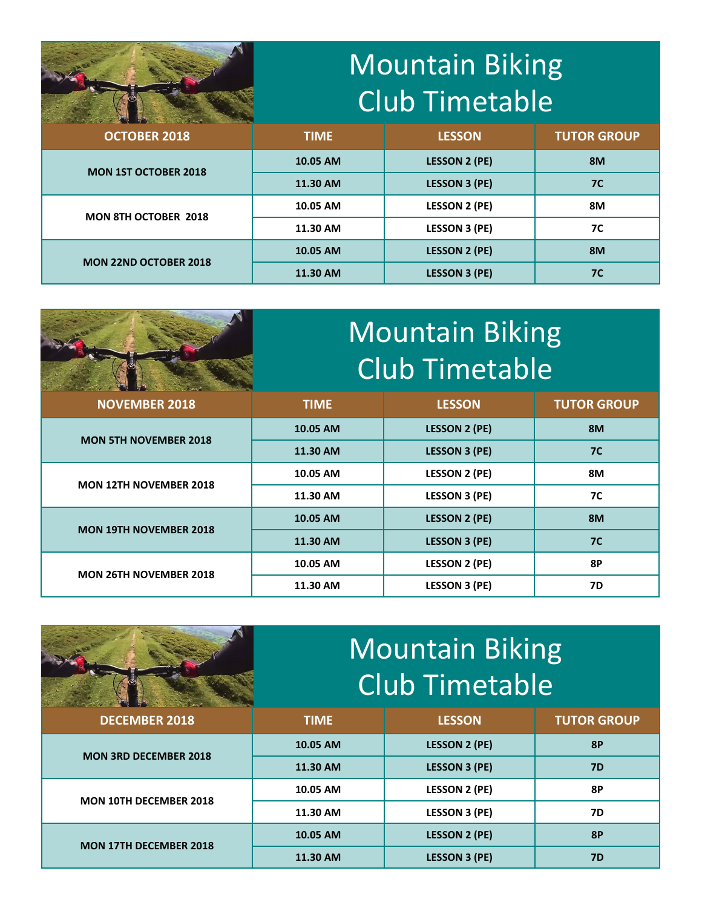# Mountain Biking Club Timetable

| OCTOBER 2018 | TIME | LESSON | TUTOR GROUP |
|---|---|---|---|
| MON 1ST OCTOBER 2018 | 10.05 AM | LESSON 2 (PE) | 8M |
| | 11.30 AM | LESSON 3 (PE) | 7C |
| MON 8TH OCTOBER 2018 | 10.05 AM | LESSON 2 (PE) | 8M |
| | 11.30 AM | LESSON 3 (PE) | 7C |
| MON 22ND OCTOBER 2018 | 10.05 AM | LESSON 2 (PE) | 8M |
| | 11.30 AM | LESSON 3 (PE) | 7C |

# Mountain Biking Club Timetable

| NOVEMBER 2018 | TIME | LESSON | TUTOR GROUP |
|---|---|---|---|
| MON 5TH NOVEMBER 2018 | 10.05 AM | LESSON 2 (PE) | 8M |
| | 11.30 AM | LESSON 3 (PE) | 7C |
| MON 12TH NOVEMBER 2018 | 10.05 AM | LESSON 2 (PE) | 8M |
| | 11.30 AM | LESSON 3 (PE) | 7C |
| MON 19TH NOVEMBER 2018 | 10.05 AM | LESSON 2 (PE) | 8M |
| | 11.30 AM | LESSON 3 (PE) | 7C |
| MON 26TH NOVEMBER 2018 | 10.05 AM | LESSON 2 (PE) | 8P |
| | 11.30 AM | LESSON 3 (PE) | 7D |

# Mountain Biking Club Timetable

| DECEMBER 2018 | TIME | LESSON | TUTOR GROUP |
|---|---|---|---|
| MON 3RD DECEMBER 2018 | 10.05 AM | LESSON 2 (PE) | 8P |
| | 11.30 AM | LESSON 3 (PE) | 7D |
| MON 10TH DECEMBER 2018 | 10.05 AM | LESSON 2 (PE) | 8P |
| | 11.30 AM | LESSON 3 (PE) | 7D |
| MON 17TH DECEMBER 2018 | 10.05 AM | LESSON 2 (PE) | 8P |
| | 11.30 AM | LESSON 3 (PE) | 7D |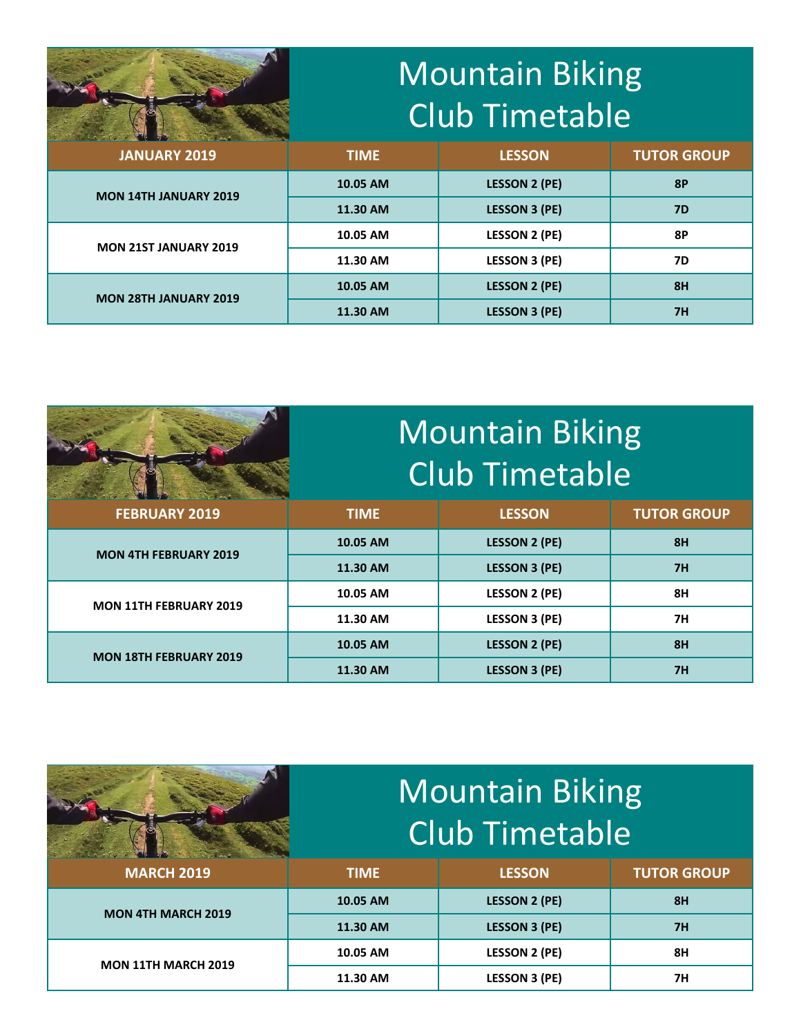# Mountain Biking Club Timetable

| JANUARY 2019 | TIME | LESSON | TUTOR GROUP |
| --- | --- | --- | --- |
| MON 14TH JANUARY 2019 | 10.05 AM | LESSON 2 (PE) | 8P |
| | 11.30 AM | LESSON 3 (PE) | 7D |
| MON 21ST JANUARY 2019 | 10.05 AM | LESSON 2 (PE) | 8P |
| | 11.30 AM | LESSON 3 (PE) | 7D |
| MON 28TH JANUARY 2019 | 10.05 AM | LESSON 2 (PE) | 8H |
| | 11.30 AM | LESSON 3 (PE) | 7H |

# Mountain Biking Club Timetable

| FEBRUARY 2019 | TIME | LESSON | TUTOR GROUP |
| --- | --- | --- | --- |
| MON 4TH FEBRUARY 2019 | 10.05 AM | LESSON 2 (PE) | 8H |
| | 11.30 AM | LESSON 3 (PE) | 7H |
| MON 11TH FEBRUARY 2019 | 10.05 AM | LESSON 2 (PE) | 8H |
| | 11.30 AM | LESSON 3 (PE) | 7H |
| MON 18TH FEBRUARY 2019 | 10.05 AM | LESSON 2 (PE) | 8H |
| | 11.30 AM | LESSON 3 (PE) | 7H |

# Mountain Biking Club Timetable

| MARCH 2019 | TIME | LESSON | TUTOR GROUP |
| --- | --- | --- | --- |
| MON 4TH MARCH 2019 | 10.05 AM | LESSON 2 (PE) | 8H |
| | 11.30 AM | LESSON 3 (PE) | 7H |
| MON 11TH MARCH 2019 | 10.05 AM | LESSON 2 (PE) | 8H |
| | 11.30 AM | LESSON 3 (PE) | 7H |